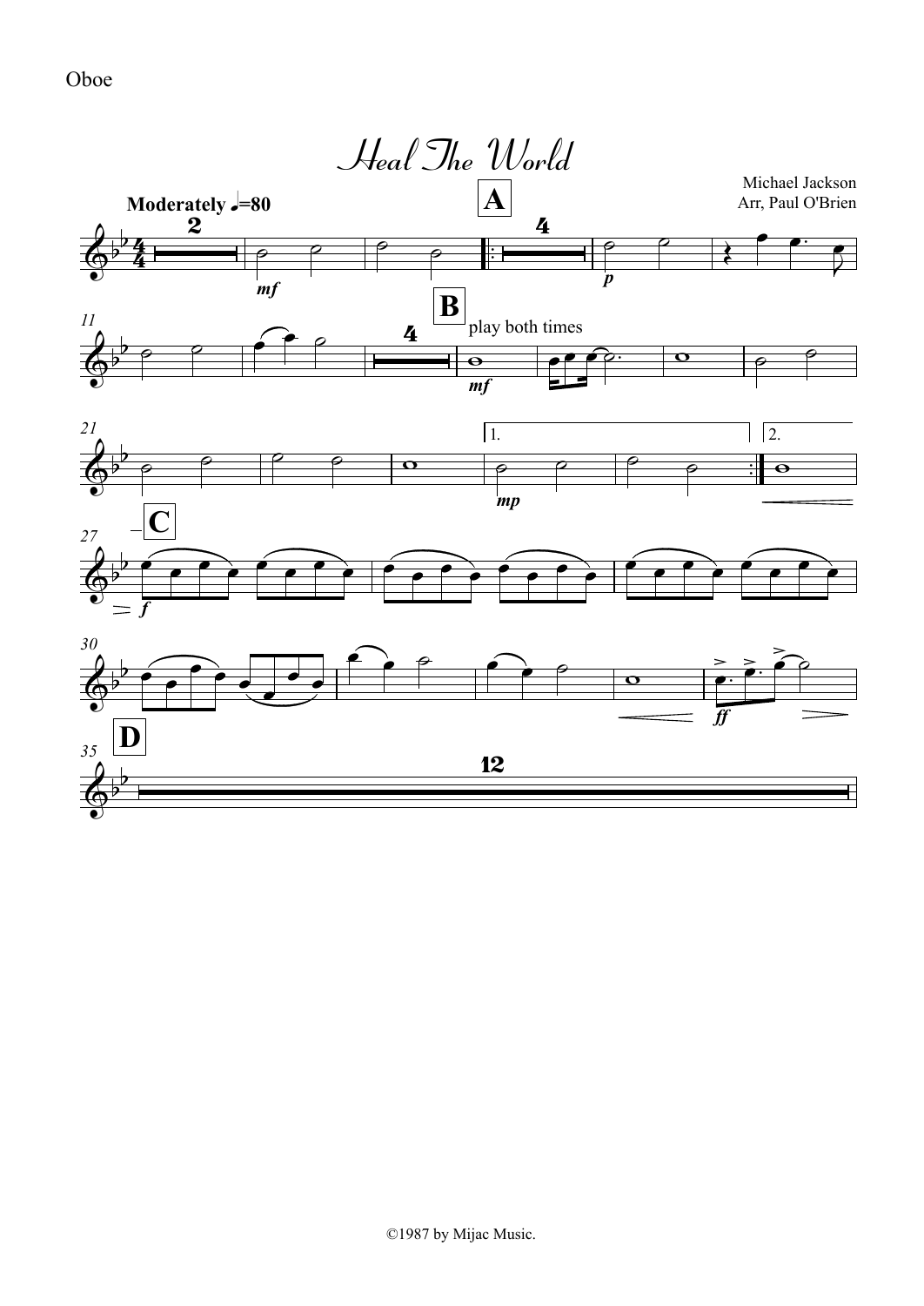Oboe

# Heal The World

Michael Jackson
Arr, Paul O'Brien

**Moderately** ♩=80

play both times

©1987 by Mijac Music.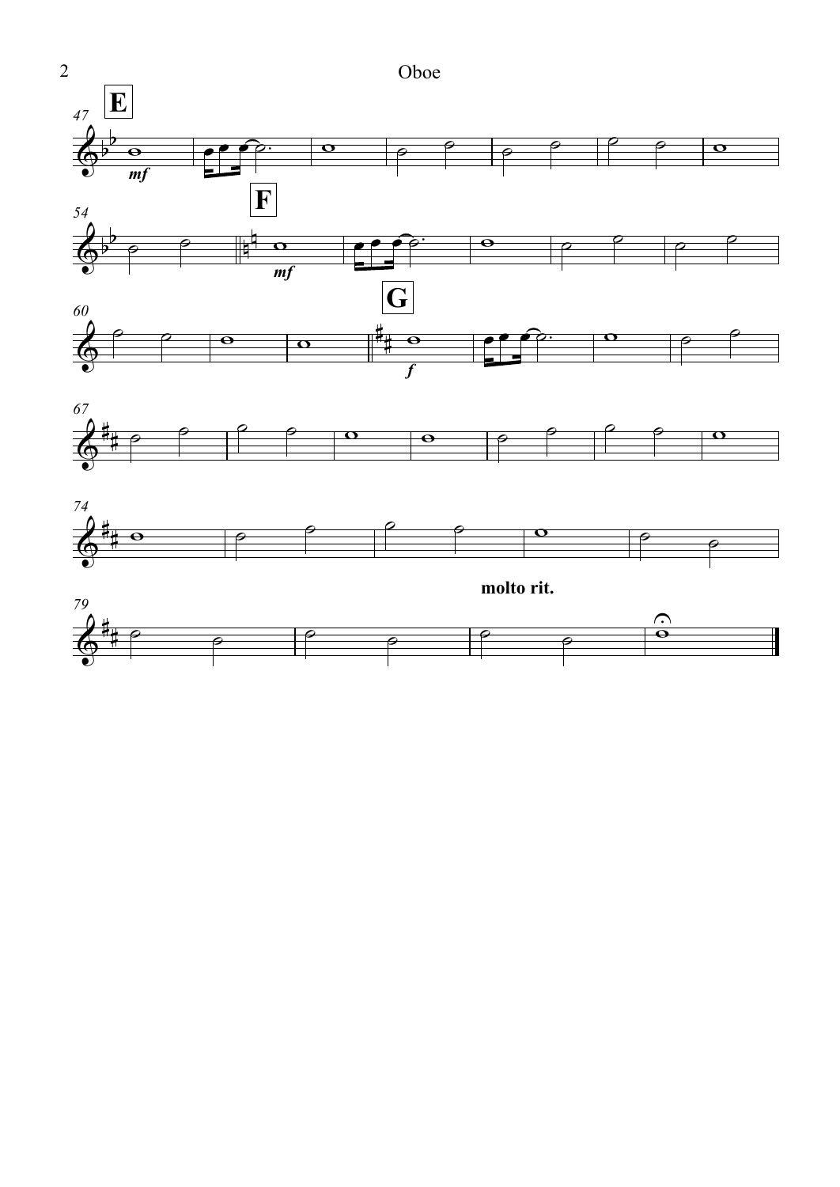47

**E**

*mf*

54

**F**

*mf*

60

**G**

*f*

67

74

**molto rit.**

79